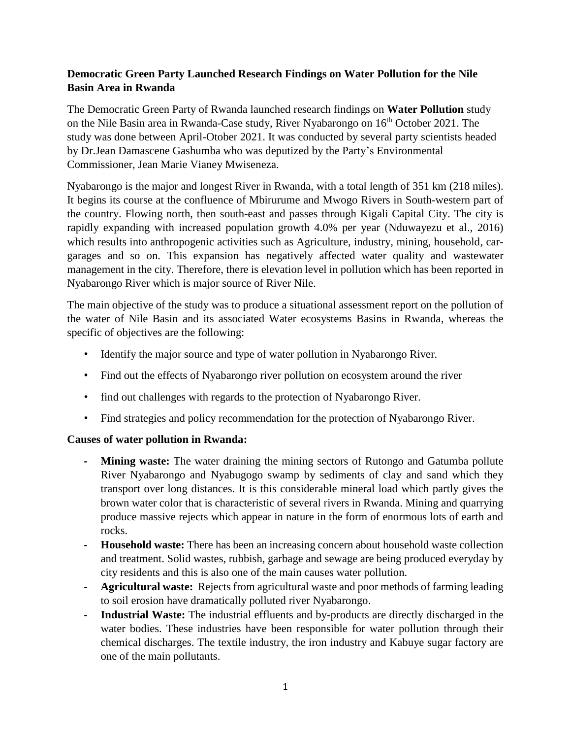## Democratic Green Party Launched Research Findings on Water Pollution for the Nile Basin Area in Rwanda

The Democratic Green Party of Rwanda launched research findings on **Water Pollution** study on the Nile Basin area in Rwanda-Case study, River Nyabarongo on 16th October 2021. The study was done between April-Otober 2021. It was conducted by several party scientists headed by Dr.Jean Damascene Gashumba who was deputized by the Party's Environmental Commissioner, Jean Marie Vianey Mwiseneza.

Nyabarongo is the major and longest River in Rwanda, with a total length of 351 km (218 miles). It begins its course at the confluence of Mbirurume and Mwogo Rivers in South-western part of the country. Flowing north, then south-east and passes through Kigali Capital City. The city is rapidly expanding with increased population growth 4.0% per year (Nduwayezu et al., 2016) which results into anthropogenic activities such as Agriculture, industry, mining, household, car-garages and so on. This expansion has negatively affected water quality and wastewater management in the city. Therefore, there is elevation level in pollution which has been reported in Nyabarongo River which is major source of River Nile.

The main objective of the study was to produce a situational assessment report on the pollution of the water of Nile Basin and its associated Water ecosystems Basins in Rwanda, whereas the specific of objectives are the following:

- Identify the major source and type of water pollution in Nyabarongo River.
- Find out the effects of Nyabarongo river pollution on ecosystem around the river
- find out challenges with regards to the protection of Nyabarongo River.
- Find strategies and policy recommendation for the protection of Nyabarongo River.

**Causes of water pollution in Rwanda:**

- **Mining waste:** The water draining the mining sectors of Rutongo and Gatumba pollute River Nyabarongo and Nyabugogo swamp by sediments of clay and sand which they transport over long distances. It is this considerable mineral load which partly gives the brown water color that is characteristic of several rivers in Rwanda. Mining and quarrying produce massive rejects which appear in nature in the form of enormous lots of earth and rocks.
- **Household waste:** There has been an increasing concern about household waste collection and treatment. Solid wastes, rubbish, garbage and sewage are being produced everyday by city residents and this is also one of the main causes water pollution.
- **Agricultural waste:** Rejects from agricultural waste and poor methods of farming leading to soil erosion have dramatically polluted river Nyabarongo.
- **Industrial Waste:** The industrial effluents and by-products are directly discharged in the water bodies. These industries have been responsible for water pollution through their chemical discharges. The textile industry, the iron industry and Kabuye sugar factory are one of the main pollutants.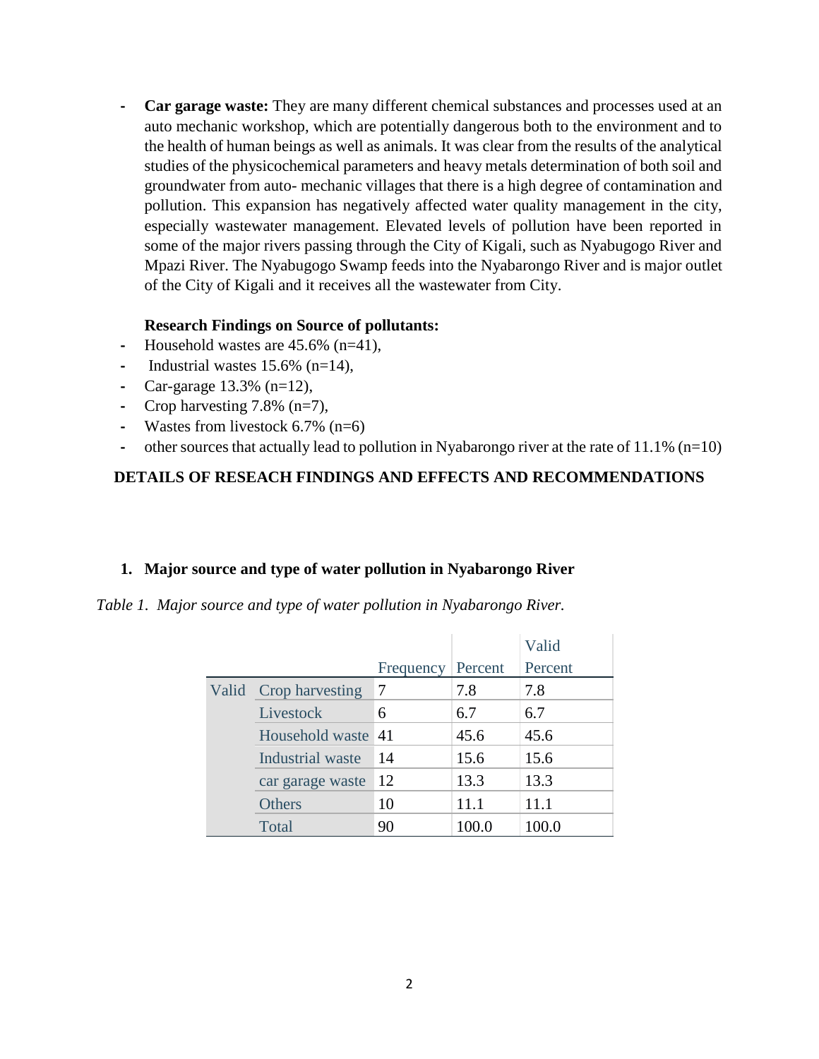- **Car garage waste:** They are many different chemical substances and processes used at an auto mechanic workshop, which are potentially dangerous both to the environment and to the health of human beings as well as animals. It was clear from the results of the analytical studies of the physicochemical parameters and heavy metals determination of both soil and groundwater from auto- mechanic villages that there is a high degree of contamination and pollution. This expansion has negatively affected water quality management in the city, especially wastewater management. Elevated levels of pollution have been reported in some of the major rivers passing through the City of Kigali, such as Nyabugogo River and Mpazi River. The Nyabugogo Swamp feeds into the Nyabarongo River and is major outlet of the City of Kigali and it receives all the wastewater from City.

**Research Findings on Source of pollutants:**

- Household wastes are 45.6% (n=41),
- Industrial wastes 15.6% (n=14),
- Car-garage 13.3% (n=12),
- Crop harvesting 7.8% (n=7),
- Wastes from livestock 6.7% (n=6)
- other sources that actually lead to pollution in Nyabarongo river at the rate of 11.1% (n=10)

## DETAILS OF RESEACH FINDINGS AND EFFECTS AND RECOMMENDATIONS

### 1. Major source and type of water pollution in Nyabarongo River

*Table 1. Major source and type of water pollution in Nyabarongo River.*

| | | Frequency | Percent | Valid Percent |
|---|---|---|---|---|
| Valid | Crop harvesting | 7 | 7.8 | 7.8 |
| | Livestock | 6 | 6.7 | 6.7 |
| | Household waste | 41 | 45.6 | 45.6 |
| | Industrial waste | 14 | 15.6 | 15.6 |
| | car garage waste | 12 | 13.3 | 13.3 |
| | Others | 10 | 11.1 | 11.1 |
| | Total | 90 | 100.0 | 100.0 |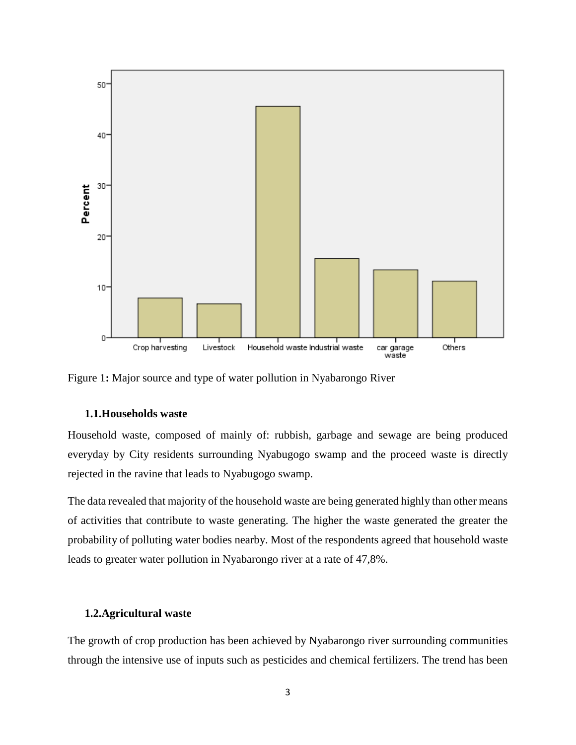Figure 1**:** Major source and type of water pollution in Nyabarongo River

### 1.1.Households waste

Household waste, composed of mainly of: rubbish, garbage and sewage are being produced everyday by City residents surrounding Nyabugogo swamp and the proceed waste is directly rejected in the ravine that leads to Nyabugogo swamp.

The data revealed that majority of the household waste are being generated highly than other means of activities that contribute to waste generating. The higher the waste generated the greater the probability of polluting water bodies nearby. Most of the respondents agreed that household waste leads to greater water pollution in Nyabarongo river at a rate of 47,8%.

### 1.2.Agricultural waste

The growth of crop production has been achieved by Nyabarongo river surrounding communities through the intensive use of inputs such as pesticides and chemical fertilizers. The trend has been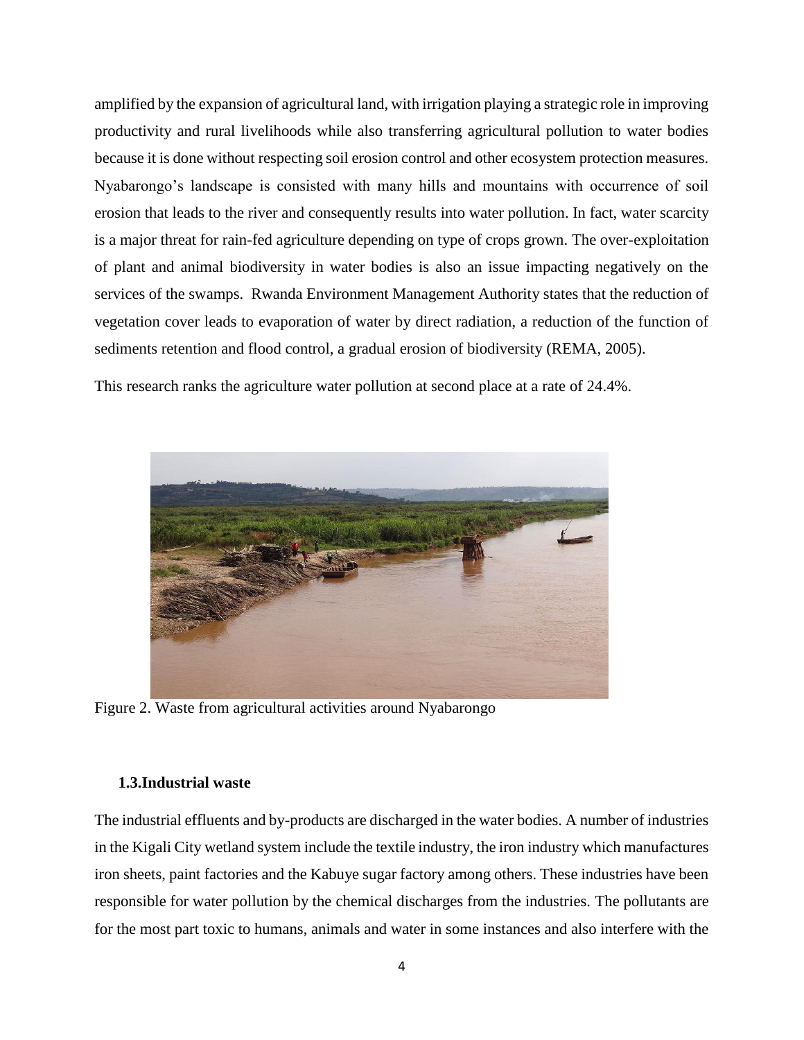amplified by the expansion of agricultural land, with irrigation playing a strategic role in improving productivity and rural livelihoods while also transferring agricultural pollution to water bodies because it is done without respecting soil erosion control and other ecosystem protection measures. Nyabarongo's landscape is consisted with many hills and mountains with occurrence of soil erosion that leads to the river and consequently results into water pollution. In fact, water scarcity is a major threat for rain-fed agriculture depending on type of crops grown. The over-exploitation of plant and animal biodiversity in water bodies is also an issue impacting negatively on the services of the swamps. Rwanda Environment Management Authority states that the reduction of vegetation cover leads to evaporation of water by direct radiation, a reduction of the function of sediments retention and flood control, a gradual erosion of biodiversity (REMA, 2005).

This research ranks the agriculture water pollution at second place at a rate of 24.4%.

Figure 2. Waste from agricultural activities around Nyabarongo

### 1.3. Industrial waste

The industrial effluents and by-products are discharged in the water bodies. A number of industries in the Kigali City wetland system include the textile industry, the iron industry which manufactures iron sheets, paint factories and the Kabuye sugar factory among others. These industries have been responsible for water pollution by the chemical discharges from the industries. The pollutants are for the most part toxic to humans, animals and water in some instances and also interfere with the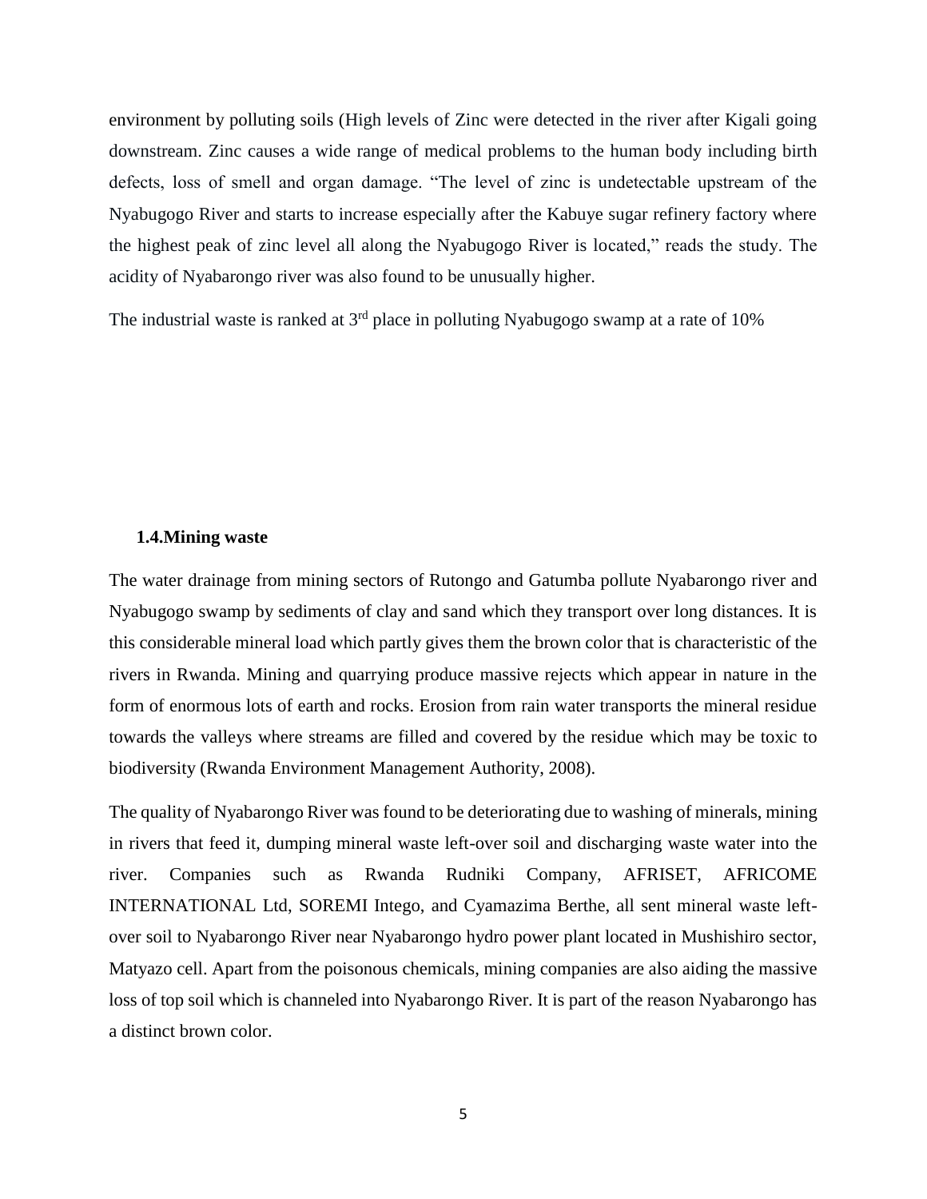environment by polluting soils (High levels of Zinc were detected in the river after Kigali going downstream. Zinc causes a wide range of medical problems to the human body including birth defects, loss of smell and organ damage. "The level of zinc is undetectable upstream of the Nyabugogo River and starts to increase especially after the Kabuye sugar refinery factory where the highest peak of zinc level all along the Nyabugogo River is located," reads the study. The acidity of Nyabarongo river was also found to be unusually higher.

The industrial waste is ranked at 3rd place in polluting Nyabugogo swamp at a rate of 10%

### 1.4.Mining waste

The water drainage from mining sectors of Rutongo and Gatumba pollute Nyabarongo river and Nyabugogo swamp by sediments of clay and sand which they transport over long distances. It is this considerable mineral load which partly gives them the brown color that is characteristic of the rivers in Rwanda. Mining and quarrying produce massive rejects which appear in nature in the form of enormous lots of earth and rocks. Erosion from rain water transports the mineral residue towards the valleys where streams are filled and covered by the residue which may be toxic to biodiversity (Rwanda Environment Management Authority, 2008).

The quality of Nyabarongo River was found to be deteriorating due to washing of minerals, mining in rivers that feed it, dumping mineral waste left-over soil and discharging waste water into the river. Companies such as Rwanda Rudniki Company, AFRISET, AFRICOME INTERNATIONAL Ltd, SOREMI Intego, and Cyamazima Berthe, all sent mineral waste left-over soil to Nyabarongo River near Nyabarongo hydro power plant located in Mushishiro sector, Matyazo cell. Apart from the poisonous chemicals, mining companies are also aiding the massive loss of top soil which is channeled into Nyabarongo River. It is part of the reason Nyabarongo has a distinct brown color.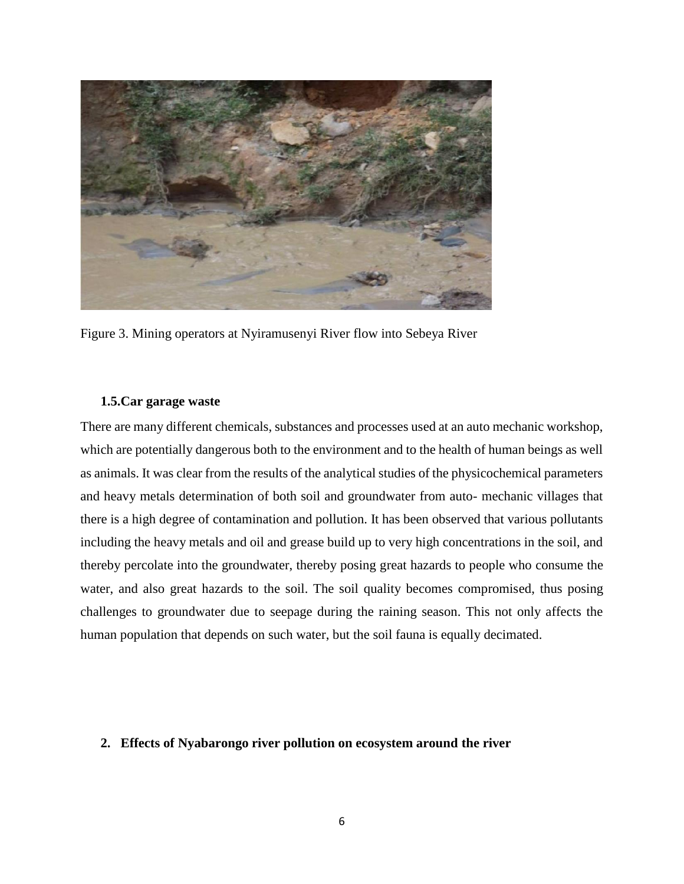Figure 3. Mining operators at Nyiramusenyi River flow into Sebeya River

### 1.5.Car garage waste

There are many different chemicals, substances and processes used at an auto mechanic workshop, which are potentially dangerous both to the environment and to the health of human beings as well as animals. It was clear from the results of the analytical studies of the physicochemical parameters and heavy metals determination of both soil and groundwater from auto- mechanic villages that there is a high degree of contamination and pollution. It has been observed that various pollutants including the heavy metals and oil and grease build up to very high concentrations in the soil, and thereby percolate into the groundwater, thereby posing great hazards to people who consume the water, and also great hazards to the soil. The soil quality becomes compromised, thus posing challenges to groundwater due to seepage during the raining season. This not only affects the human population that depends on such water, but the soil fauna is equally decimated.

## 2. Effects of Nyabarongo river pollution on ecosystem around the river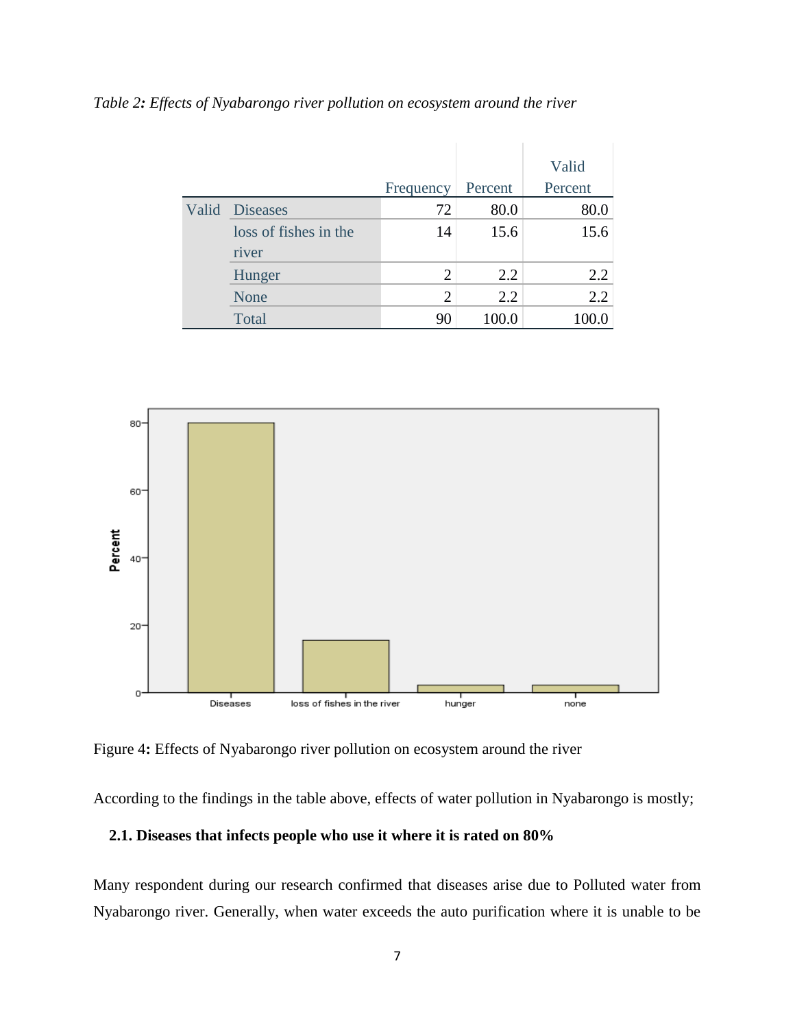*Table 2: Effects of Nyabarongo river pollution on ecosystem around the river*

| | | Frequency | Percent | Valid Percent |
|---|---|---|---|---|
| Valid | Diseases | 72 | 80.0 | 80.0 |
| | loss of fishes in the river | 14 | 15.6 | 15.6 |
| | Hunger | 2 | 2.2 | 2.2 |
| | None | 2 | 2.2 | 2.2 |
| | Total | 90 | 100.0 | 100.0 |

Figure 4: Effects of Nyabarongo river pollution on ecosystem around the river

According to the findings in the table above, effects of water pollution in Nyabarongo is mostly;

**2.1. Diseases that infects people who use it where it is rated on 80%**

Many respondent during our research confirmed that diseases arise due to Polluted water from Nyabarongo river. Generally, when water exceeds the auto purification where it is unable to be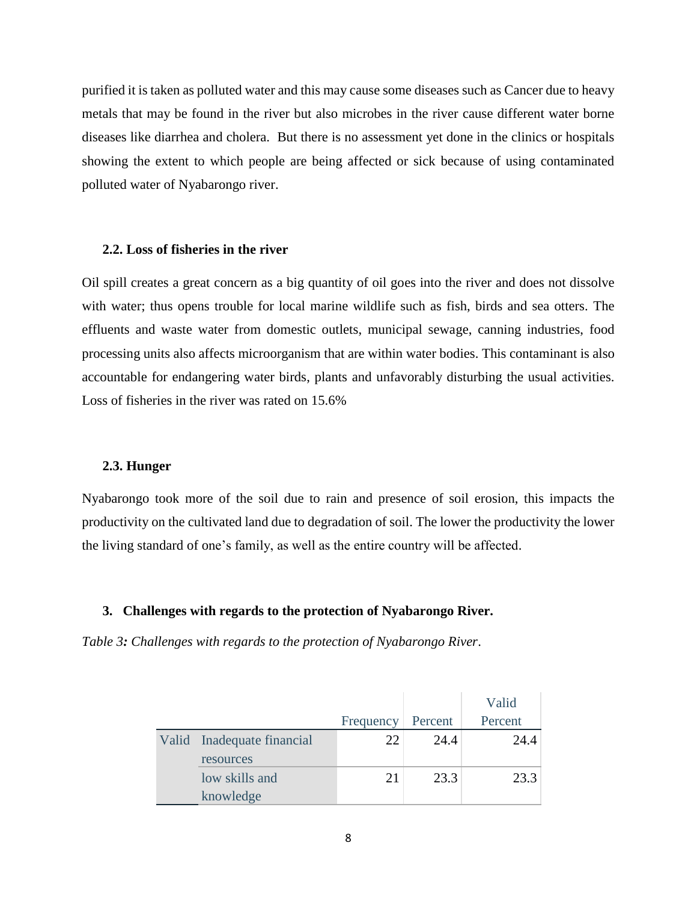purified it is taken as polluted water and this may cause some diseases such as Cancer due to heavy metals that may be found in the river but also microbes in the river cause different water borne diseases like diarrhea and cholera. But there is no assessment yet done in the clinics or hospitals showing the extent to which people are being affected or sick because of using contaminated polluted water of Nyabarongo river.

### 2.2. Loss of fisheries in the river

Oil spill creates a great concern as a big quantity of oil goes into the river and does not dissolve with water; thus opens trouble for local marine wildlife such as fish, birds and sea otters. The effluents and waste water from domestic outlets, municipal sewage, canning industries, food processing units also affects microorganism that are within water bodies. This contaminant is also accountable for endangering water birds, plants and unfavorably disturbing the usual activities. Loss of fisheries in the river was rated on 15.6%

### 2.3. Hunger

Nyabarongo took more of the soil due to rain and presence of soil erosion, this impacts the productivity on the cultivated land due to degradation of soil. The lower the productivity the lower the living standard of one's family, as well as the entire country will be affected.

## 3. Challenges with regards to the protection of Nyabarongo River.

*Table 3: Challenges with regards to the protection of Nyabarongo River.*

| | | Frequency | Percent | Valid Percent |
|---|---|---|---|---|
| Valid | Inadequate financial resources | 22 | 24.4 | 24.4 |
| | low skills and knowledge | 21 | 23.3 | 23.3 |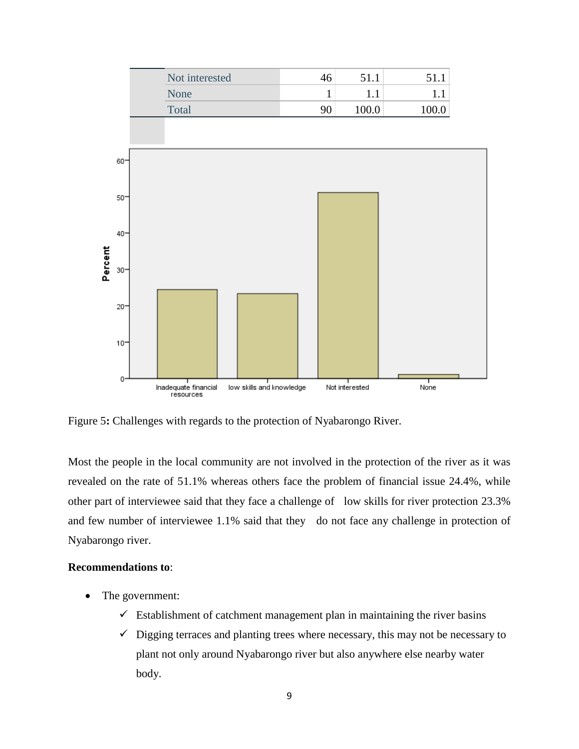| | | | | |
|---|---|---|---|---|
| | Not interested | 46 | 51.1 | 51.1 |
| | None | 1 | 1.1 | 1.1 |
| | Total | 90 | 100.0 | 100.0 |

Figure 5**:** Challenges with regards to the protection of Nyabarongo River.

Most the people in the local community are not involved in the protection of the river as it was revealed on the rate of 51.1% whereas others face the problem of financial issue 24.4%, while other part of interviewee said that they face a challenge of low skills for river protection 23.3% and few number of interviewee 1.1% said that they do not face any challenge in protection of Nyabarongo river.

**Recommendations to**:

- The government:
  - ✓ Establishment of catchment management plan in maintaining the river basins
  - ✓ Digging terraces and planting trees where necessary, this may not be necessary to plant not only around Nyabarongo river but also anywhere else nearby water body.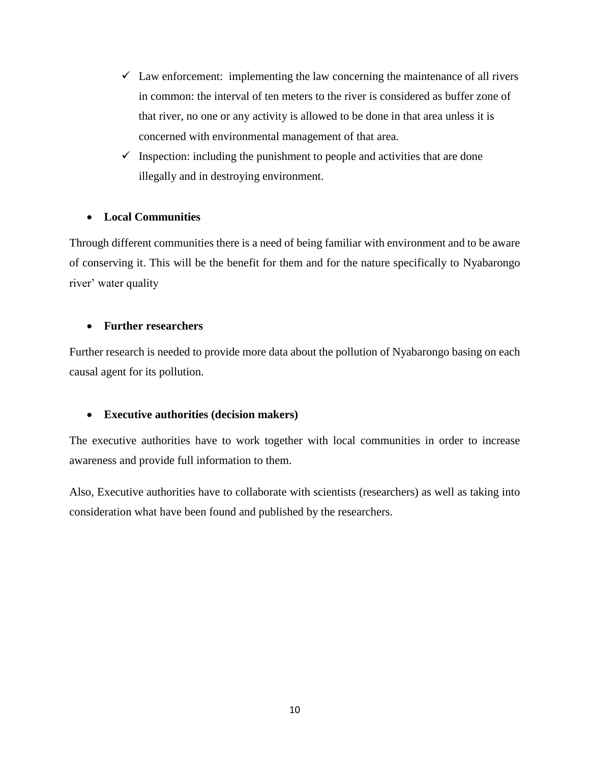- ✓ Law enforcement:  implementing the law concerning the maintenance of all rivers in common: the interval of ten meters to the river is considered as buffer zone of that river, no one or any activity is allowed to be done in that area unless it is concerned with environmental management of that area.
- ✓ Inspection: including the punishment to people and activities that are done illegally and in destroying environment.

- **Local Communities**

Through different communities there is a need of being familiar with environment and to be aware of conserving it. This will be the benefit for them and for the nature specifically to Nyabarongo river' water quality

- **Further researchers**

Further research is needed to provide more data about the pollution of Nyabarongo basing on each causal agent for its pollution.

- **Executive authorities (decision makers)**

The executive authorities have to work together with local communities in order to increase awareness and provide full information to them.

Also, Executive authorities have to collaborate with scientists (researchers) as well as taking into consideration what have been found and published by the researchers.